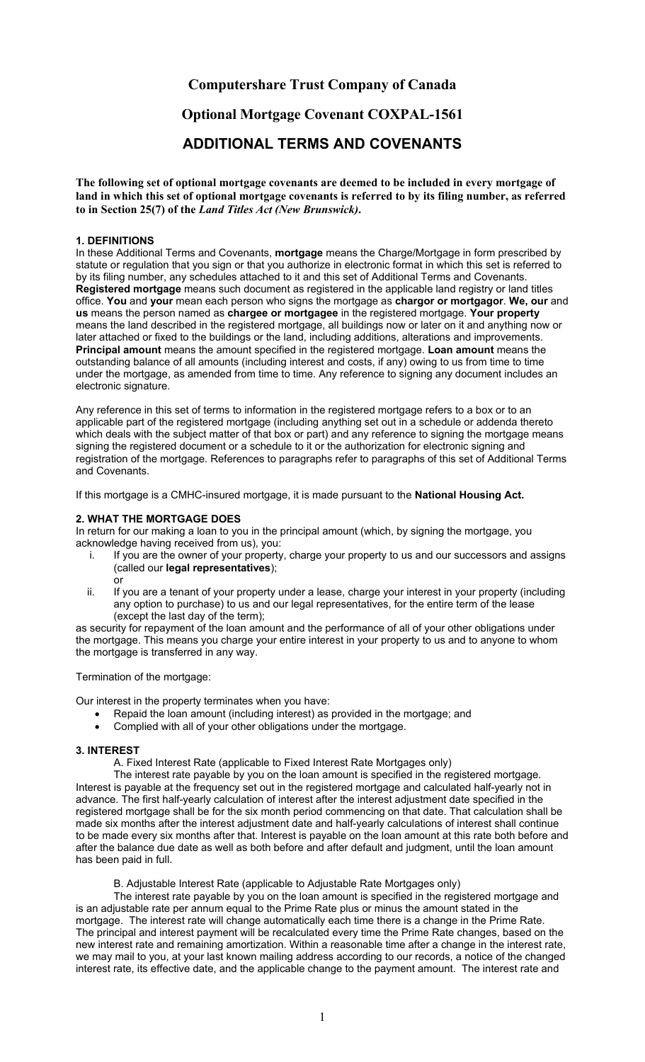# Computershare Trust Company of Canada

## Optional Mortgage Covenant COXPAL-1561

## ADDITIONAL TERMS AND COVENANTS

**The following set of optional mortgage covenants are deemed to be included in every mortgage of land in which this set of optional mortgage covenants is referred to by its filing number, as referred to in Section 25(7) of the *Land Titles Act (New Brunswick)*.**

### 1. DEFINITIONS

In these Additional Terms and Covenants, **mortgage** means the Charge/Mortgage in form prescribed by statute or regulation that you sign or that you authorize in electronic format in which this set is referred to by its filing number, any schedules attached to it and this set of Additional Terms and Covenants. **Registered mortgage** means such document as registered in the applicable land registry or land titles office. **You** and **your** mean each person who signs the mortgage as **chargor or mortgagor**. **We, our** and **us** means the person named as **chargee or mortgagee** in the registered mortgage. **Your property** means the land described in the registered mortgage, all buildings now or later on it and anything now or later attached or fixed to the buildings or the land, including additions, alterations and improvements. **Principal amount** means the amount specified in the registered mortgage. **Loan amount** means the outstanding balance of all amounts (including interest and costs, if any) owing to us from time to time under the mortgage, as amended from time to time. Any reference to signing any document includes an electronic signature.

Any reference in this set of terms to information in the registered mortgage refers to a box or to an applicable part of the registered mortgage (including anything set out in a schedule or addenda thereto which deals with the subject matter of that box or part) and any reference to signing the mortgage means signing the registered document or a schedule to it or the authorization for electronic signing and registration of the mortgage. References to paragraphs refer to paragraphs of this set of Additional Terms and Covenants.

If this mortgage is a CMHC-insured mortgage, it is made pursuant to the **National Housing Act.**

### 2. WHAT THE MORTGAGE DOES

In return for our making a loan to you in the principal amount (which, by signing the mortgage, you acknowledge having received from us), you:

i. If you are the owner of your property, charge your property to us and our successors and assigns (called our **legal representatives**);

   or

ii. If you are a tenant of your property under a lease, charge your interest in your property (including any option to purchase) to us and our legal representatives, for the entire term of the lease (except the last day of the term);

as security for repayment of the loan amount and the performance of all of your other obligations under the mortgage. This means you charge your entire interest in your property to us and to anyone to whom the mortgage is transferred in any way.

Termination of the mortgage:

Our interest in the property terminates when you have:

- Repaid the loan amount (including interest) as provided in the mortgage; and
- Complied with all of your other obligations under the mortgage.

### 3. INTEREST

A. Fixed Interest Rate (applicable to Fixed Interest Rate Mortgages only)

The interest rate payable by you on the loan amount is specified in the registered mortgage. Interest is payable at the frequency set out in the registered mortgage and calculated half-yearly not in advance. The first half-yearly calculation of interest after the interest adjustment date specified in the registered mortgage shall be for the six month period commencing on that date. That calculation shall be made six months after the interest adjustment date and half-yearly calculations of interest shall continue to be made every six months after that. Interest is payable on the loan amount at this rate both before and after the balance due date as well as both before and after default and judgment, until the loan amount has been paid in full.

B. Adjustable Interest Rate (applicable to Adjustable Rate Mortgages only)

The interest rate payable by you on the loan amount is specified in the registered mortgage and is an adjustable rate per annum equal to the Prime Rate plus or minus the amount stated in the mortgage. The interest rate will change automatically each time there is a change in the Prime Rate. The principal and interest payment will be recalculated every time the Prime Rate changes, based on the new interest rate and remaining amortization. Within a reasonable time after a change in the interest rate, we may mail to you, at your last known mailing address according to our records, a notice of the changed interest rate, its effective date, and the applicable change to the payment amount. The interest rate and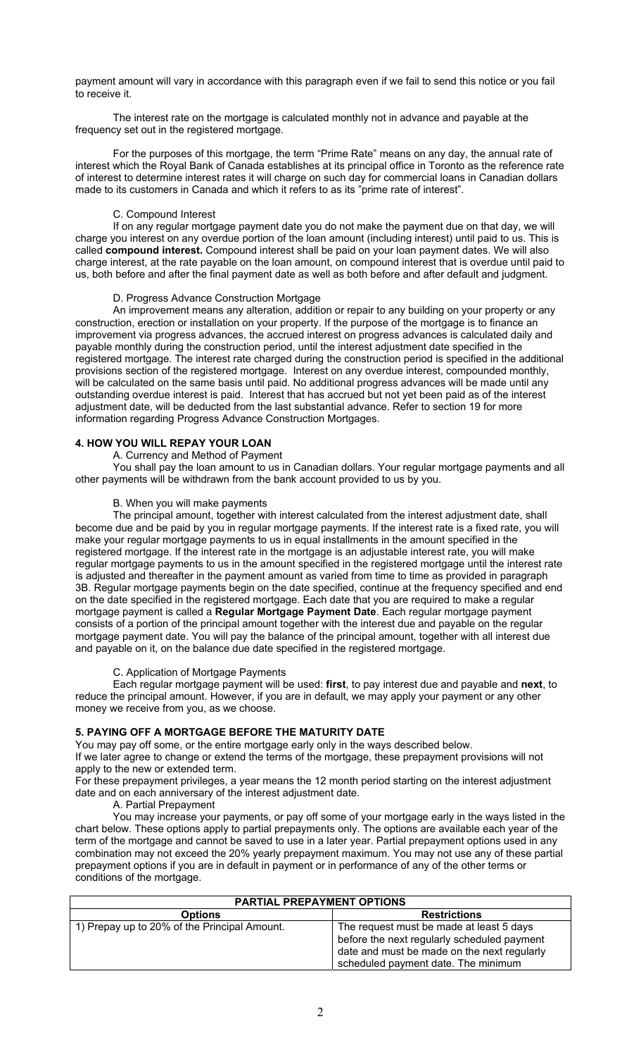payment amount will vary in accordance with this paragraph even if we fail to send this notice or you fail to receive it.

The interest rate on the mortgage is calculated monthly not in advance and payable at the frequency set out in the registered mortgage.

For the purposes of this mortgage, the term "Prime Rate" means on any day, the annual rate of interest which the Royal Bank of Canada establishes at its principal office in Toronto as the reference rate of interest to determine interest rates it will charge on such day for commercial loans in Canadian dollars made to its customers in Canada and which it refers to as its "prime rate of interest".

C. Compound Interest

If on any regular mortgage payment date you do not make the payment due on that day, we will charge you interest on any overdue portion of the loan amount (including interest) until paid to us. This is called **compound interest.** Compound interest shall be paid on your loan payment dates. We will also charge interest, at the rate payable on the loan amount, on compound interest that is overdue until paid to us, both before and after the final payment date as well as both before and after default and judgment.

D. Progress Advance Construction Mortgage

An improvement means any alteration, addition or repair to any building on your property or any construction, erection or installation on your property. If the purpose of the mortgage is to finance an improvement via progress advances, the accrued interest on progress advances is calculated daily and payable monthly during the construction period, until the interest adjustment date specified in the registered mortgage. The interest rate charged during the construction period is specified in the additional provisions section of the registered mortgage. Interest on any overdue interest, compounded monthly, will be calculated on the same basis until paid. No additional progress advances will be made until any outstanding overdue interest is paid. Interest that has accrued but not yet been paid as of the interest adjustment date, will be deducted from the last substantial advance. Refer to section 19 for more information regarding Progress Advance Construction Mortgages.

## 4. HOW YOU WILL REPAY YOUR LOAN

A. Currency and Method of Payment

You shall pay the loan amount to us in Canadian dollars. Your regular mortgage payments and all other payments will be withdrawn from the bank account provided to us by you.

B. When you will make payments

The principal amount, together with interest calculated from the interest adjustment date, shall become due and be paid by you in regular mortgage payments. If the interest rate is a fixed rate, you will make your regular mortgage payments to us in equal installments in the amount specified in the registered mortgage. If the interest rate in the mortgage is an adjustable interest rate, you will make regular mortgage payments to us in the amount specified in the registered mortgage until the interest rate is adjusted and thereafter in the payment amount as varied from time to time as provided in paragraph 3B. Regular mortgage payments begin on the date specified, continue at the frequency specified and end on the date specified in the registered mortgage. Each date that you are required to make a regular mortgage payment is called a **Regular Mortgage Payment Date**. Each regular mortgage payment consists of a portion of the principal amount together with the interest due and payable on the regular mortgage payment date. You will pay the balance of the principal amount, together with all interest due and payable on it, on the balance due date specified in the registered mortgage.

C. Application of Mortgage Payments

Each regular mortgage payment will be used: **first**, to pay interest due and payable and **next**, to reduce the principal amount. However, if you are in default, we may apply your payment or any other money we receive from you, as we choose.

## 5. PAYING OFF A MORTGAGE BEFORE THE MATURITY DATE

You may pay off some, or the entire mortgage early only in the ways described below.
If we later agree to change or extend the terms of the mortgage, these prepayment provisions will not apply to the new or extended term.
For these prepayment privileges, a year means the 12 month period starting on the interest adjustment date and on each anniversary of the interest adjustment date.

A. Partial Prepayment

You may increase your payments, or pay off some of your mortgage early in the ways listed in the chart below. These options apply to partial prepayments only. The options are available each year of the term of the mortgage and cannot be saved to use in a later year. Partial prepayment options used in any combination may not exceed the 20% yearly prepayment maximum. You may not use any of these partial prepayment options if you are in default in payment or in performance of any of the other terms or conditions of the mortgage.

| PARTIAL PREPAYMENT OPTIONS | |
|---|---|
| **Options** | **Restrictions** |
| 1) Prepay up to 20% of the Principal Amount. | The request must be made at least 5 days before the next regularly scheduled payment date and must be made on the next regularly scheduled payment date. The minimum |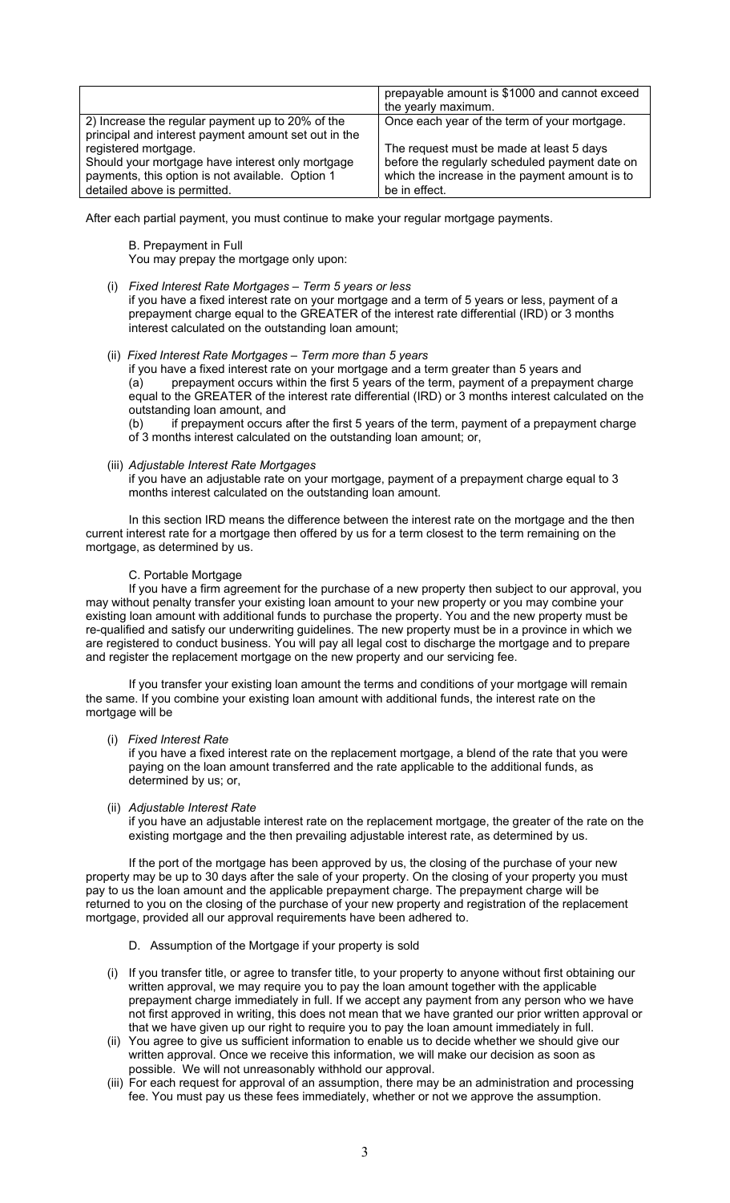| | |
|---|---|
| | prepayable amount is $1000 and cannot exceed the yearly maximum. |
| 2) Increase the regular payment up to 20% of the principal and interest payment amount set out in the registered mortgage.<br><br>Should your mortgage have interest only mortgage payments, this option is not available. Option 1 detailed above is permitted. | Once each year of the term of your mortgage.<br><br>The request must be made at least 5 days before the regularly scheduled payment date on which the increase in the payment amount is to be in effect. |

After each partial payment, you must continue to make your regular mortgage payments.

B. Prepayment in Full

You may prepay the mortgage only upon:

(i) *Fixed Interest Rate Mortgages – Term 5 years or less*
if you have a fixed interest rate on your mortgage and a term of 5 years or less, payment of a prepayment charge equal to the GREATER of the interest rate differential (IRD) or 3 months interest calculated on the outstanding loan amount;

(ii) *Fixed Interest Rate Mortgages – Term more than 5 years*
if you have a fixed interest rate on your mortgage and a term greater than 5 years and
(a) prepayment occurs within the first 5 years of the term, payment of a prepayment charge equal to the GREATER of the interest rate differential (IRD) or 3 months interest calculated on the outstanding loan amount, and
(b) if prepayment occurs after the first 5 years of the term, payment of a prepayment charge of 3 months interest calculated on the outstanding loan amount; or,

(iii) *Adjustable Interest Rate Mortgages*
if you have an adjustable rate on your mortgage, payment of a prepayment charge equal to 3 months interest calculated on the outstanding loan amount.

In this section IRD means the difference between the interest rate on the mortgage and the then current interest rate for a mortgage then offered by us for a term closest to the term remaining on the mortgage, as determined by us.

C. Portable Mortgage

If you have a firm agreement for the purchase of a new property then subject to our approval, you may without penalty transfer your existing loan amount to your new property or you may combine your existing loan amount with additional funds to purchase the property. You and the new property must be re-qualified and satisfy our underwriting guidelines. The new property must be in a province in which we are registered to conduct business. You will pay all legal cost to discharge the mortgage and to prepare and register the replacement mortgage on the new property and our servicing fee.

If you transfer your existing loan amount the terms and conditions of your mortgage will remain the same. If you combine your existing loan amount with additional funds, the interest rate on the mortgage will be

(i) *Fixed Interest Rate*
if you have a fixed interest rate on the replacement mortgage, a blend of the rate that you were paying on the loan amount transferred and the rate applicable to the additional funds, as determined by us; or,

(ii) *Adjustable Interest Rate*
if you have an adjustable interest rate on the replacement mortgage, the greater of the rate on the existing mortgage and the then prevailing adjustable interest rate, as determined by us.

If the port of the mortgage has been approved by us, the closing of the purchase of your new property may be up to 30 days after the sale of your property. On the closing of your property you must pay to us the loan amount and the applicable prepayment charge. The prepayment charge will be returned to you on the closing of the purchase of your new property and registration of the replacement mortgage, provided all our approval requirements have been adhered to.

D. Assumption of the Mortgage if your property is sold

(i) If you transfer title, or agree to transfer title, to your property to anyone without first obtaining our written approval, we may require you to pay the loan amount together with the applicable prepayment charge immediately in full. If we accept any payment from any person who we have not first approved in writing, this does not mean that we have granted our prior written approval or that we have given up our right to require you to pay the loan amount immediately in full.

(ii) You agree to give us sufficient information to enable us to decide whether we should give our written approval. Once we receive this information, we will make our decision as soon as possible. We will not unreasonably withhold our approval.

(iii) For each request for approval of an assumption, there may be an administration and processing fee. You must pay us these fees immediately, whether or not we approve the assumption.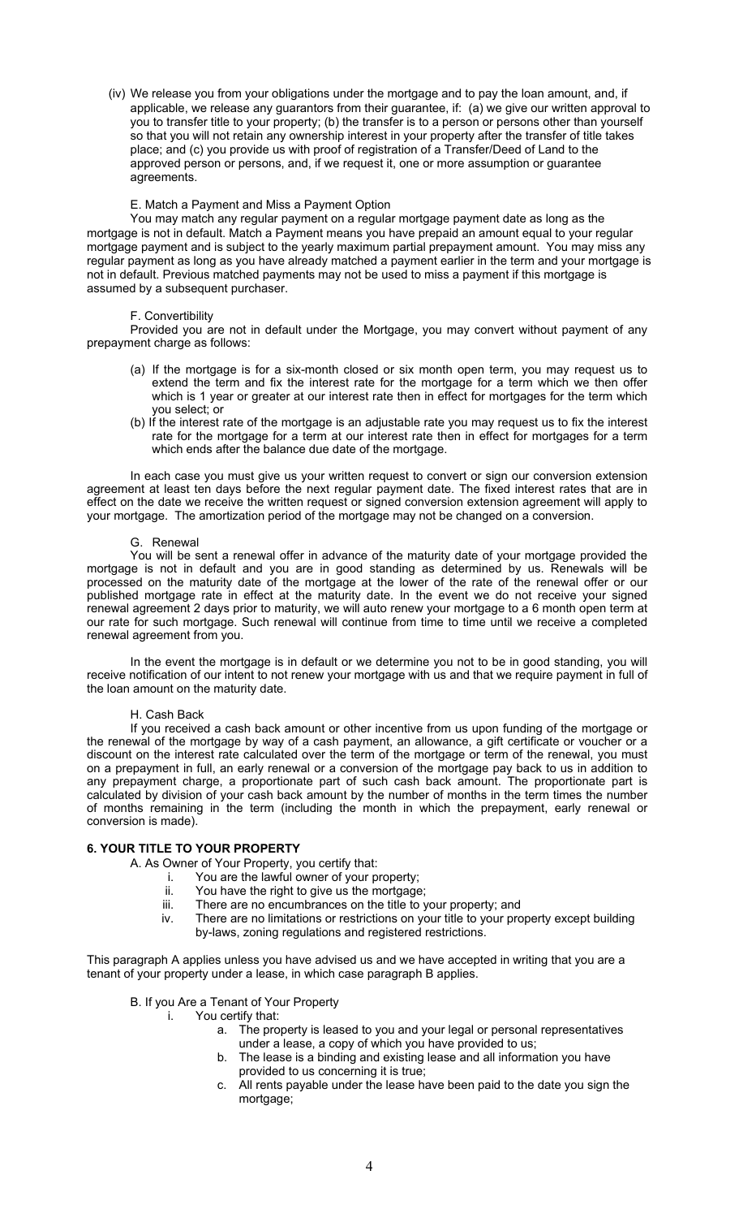(iv) We release you from your obligations under the mortgage and to pay the loan amount, and, if applicable, we release any guarantors from their guarantee, if: (a) we give our written approval to you to transfer title to your property; (b) the transfer is to a person or persons other than yourself so that you will not retain any ownership interest in your property after the transfer of title takes place; and (c) you provide us with proof of registration of a Transfer/Deed of Land to the approved person or persons, and, if we request it, one or more assumption or guarantee agreements.

E. Match a Payment and Miss a Payment Option

You may match any regular payment on a regular mortgage payment date as long as the mortgage is not in default. Match a Payment means you have prepaid an amount equal to your regular mortgage payment and is subject to the yearly maximum partial prepayment amount. You may miss any regular payment as long as you have already matched a payment earlier in the term and your mortgage is not in default. Previous matched payments may not be used to miss a payment if this mortgage is assumed by a subsequent purchaser.

F. Convertibility

Provided you are not in default under the Mortgage, you may convert without payment of any prepayment charge as follows:

(a) If the mortgage is for a six-month closed or six month open term, you may request us to extend the term and fix the interest rate for the mortgage for a term which we then offer which is 1 year or greater at our interest rate then in effect for mortgages for the term which you select; or

(b) If the interest rate of the mortgage is an adjustable rate you may request us to fix the interest rate for the mortgage for a term at our interest rate then in effect for mortgages for a term which ends after the balance due date of the mortgage.

In each case you must give us your written request to convert or sign our conversion extension agreement at least ten days before the next regular payment date. The fixed interest rates that are in effect on the date we receive the written request or signed conversion extension agreement will apply to your mortgage. The amortization period of the mortgage may not be changed on a conversion.

G. Renewal

You will be sent a renewal offer in advance of the maturity date of your mortgage provided the mortgage is not in default and you are in good standing as determined by us. Renewals will be processed on the maturity date of the mortgage at the lower of the rate of the renewal offer or our published mortgage rate in effect at the maturity date. In the event we do not receive your signed renewal agreement 2 days prior to maturity, we will auto renew your mortgage to a 6 month open term at our rate for such mortgage. Such renewal will continue from time to time until we receive a completed renewal agreement from you.

In the event the mortgage is in default or we determine you not to be in good standing, you will receive notification of our intent to not renew your mortgage with us and that we require payment in full of the loan amount on the maturity date.

H. Cash Back

If you received a cash back amount or other incentive from us upon funding of the mortgage or the renewal of the mortgage by way of a cash payment, an allowance, a gift certificate or voucher or a discount on the interest rate calculated over the term of the mortgage or term of the renewal, you must on a prepayment in full, an early renewal or a conversion of the mortgage pay back to us in addition to any prepayment charge, a proportionate part of such cash back amount. The proportionate part is calculated by division of your cash back amount by the number of months in the term times the number of months remaining in the term (including the month in which the prepayment, early renewal or conversion is made).

## 6. YOUR TITLE TO YOUR PROPERTY

A. As Owner of Your Property, you certify that:

i. You are the lawful owner of your property;
ii. You have the right to give us the mortgage;
iii. There are no encumbrances on the title to your property; and
iv. There are no limitations or restrictions on your title to your property except building by-laws, zoning regulations and registered restrictions.

This paragraph A applies unless you have advised us and we have accepted in writing that you are a tenant of your property under a lease, in which case paragraph B applies.

B. If you Are a Tenant of Your Property

i. You certify that:
   a. The property is leased to you and your legal or personal representatives under a lease, a copy of which you have provided to us;
   b. The lease is a binding and existing lease and all information you have provided to us concerning it is true;
   c. All rents payable under the lease have been paid to the date you sign the mortgage;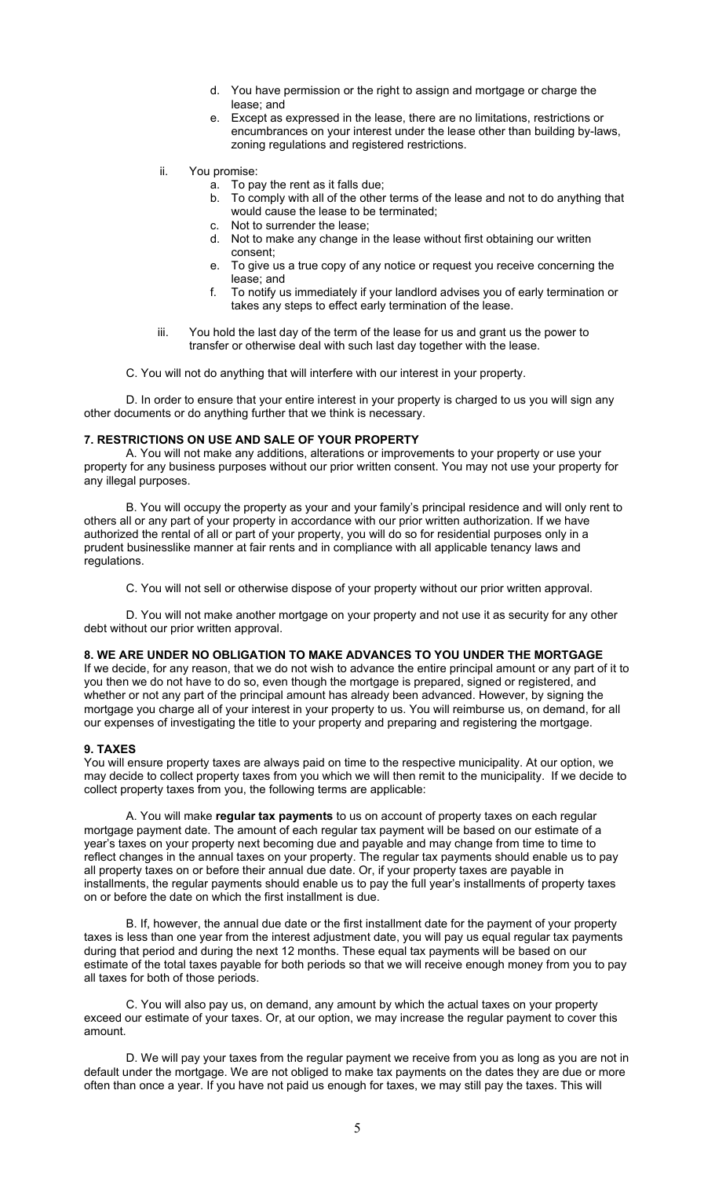d. You have permission or the right to assign and mortgage or charge the lease; and
e. Except as expressed in the lease, there are no limitations, restrictions or encumbrances on your interest under the lease other than building by-laws, zoning regulations and registered restrictions.

ii. You promise:
  a. To pay the rent as it falls due;
  b. To comply with all of the other terms of the lease and not to do anything that would cause the lease to be terminated;
  c. Not to surrender the lease;
  d. Not to make any change in the lease without first obtaining our written consent;
  e. To give us a true copy of any notice or request you receive concerning the lease; and
  f. To notify us immediately if your landlord advises you of early termination or takes any steps to effect early termination of the lease.

iii. You hold the last day of the term of the lease for us and grant us the power to transfer or otherwise deal with such last day together with the lease.

C. You will not do anything that will interfere with our interest in your property.

D. In order to ensure that your entire interest in your property is charged to us you will sign any other documents or do anything further that we think is necessary.

**7. RESTRICTIONS ON USE AND SALE OF YOUR PROPERTY**

A. You will not make any additions, alterations or improvements to your property or use your property for any business purposes without our prior written consent. You may not use your property for any illegal purposes.

B. You will occupy the property as your and your family's principal residence and will only rent to others all or any part of your property in accordance with our prior written authorization. If we have authorized the rental of all or part of your property, you will do so for residential purposes only in a prudent businesslike manner at fair rents and in compliance with all applicable tenancy laws and regulations.

C. You will not sell or otherwise dispose of your property without our prior written approval.

D. You will not make another mortgage on your property and not use it as security for any other debt without our prior written approval.

**8. WE ARE UNDER NO OBLIGATION TO MAKE ADVANCES TO YOU UNDER THE MORTGAGE**

If we decide, for any reason, that we do not wish to advance the entire principal amount or any part of it to you then we do not have to do so, even though the mortgage is prepared, signed or registered, and whether or not any part of the principal amount has already been advanced. However, by signing the mortgage you charge all of your interest in your property to us. You will reimburse us, on demand, for all our expenses of investigating the title to your property and preparing and registering the mortgage.

**9. TAXES**

You will ensure property taxes are always paid on time to the respective municipality. At our option, we may decide to collect property taxes from you which we will then remit to the municipality. If we decide to collect property taxes from you, the following terms are applicable:

A. You will make **regular tax payments** to us on account of property taxes on each regular mortgage payment date. The amount of each regular tax payment will be based on our estimate of a year's taxes on your property next becoming due and payable and may change from time to time to reflect changes in the annual taxes on your property. The regular tax payments should enable us to pay all property taxes on or before their annual due date. Or, if your property taxes are payable in installments, the regular payments should enable us to pay the full year's installments of property taxes on or before the date on which the first installment is due.

B. If, however, the annual due date or the first installment date for the payment of your property taxes is less than one year from the interest adjustment date, you will pay us equal regular tax payments during that period and during the next 12 months. These equal tax payments will be based on our estimate of the total taxes payable for both periods so that we will receive enough money from you to pay all taxes for both of those periods.

C. You will also pay us, on demand, any amount by which the actual taxes on your property exceed our estimate of your taxes. Or, at our option, we may increase the regular payment to cover this amount.

D. We will pay your taxes from the regular payment we receive from you as long as you are not in default under the mortgage. We are not obliged to make tax payments on the dates they are due or more often than once a year. If you have not paid us enough for taxes, we may still pay the taxes. This will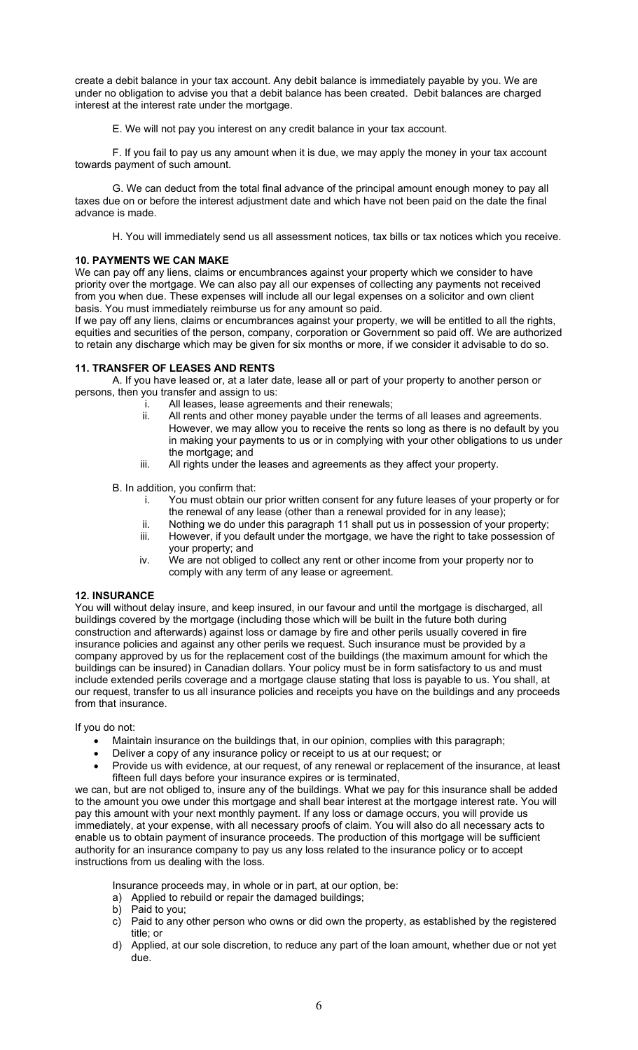create a debit balance in your tax account. Any debit balance is immediately payable by you. We are under no obligation to advise you that a debit balance has been created. Debit balances are charged interest at the interest rate under the mortgage.

E. We will not pay you interest on any credit balance in your tax account.

F. If you fail to pay us any amount when it is due, we may apply the money in your tax account towards payment of such amount.

G. We can deduct from the total final advance of the principal amount enough money to pay all taxes due on or before the interest adjustment date and which have not been paid on the date the final advance is made.

H. You will immediately send us all assessment notices, tax bills or tax notices which you receive.

**10. PAYMENTS WE CAN MAKE**

We can pay off any liens, claims or encumbrances against your property which we consider to have priority over the mortgage. We can also pay all our expenses of collecting any payments not received from you when due. These expenses will include all our legal expenses on a solicitor and own client basis. You must immediately reimburse us for any amount so paid.

If we pay off any liens, claims or encumbrances against your property, we will be entitled to all the rights, equities and securities of the person, company, corporation or Government so paid off. We are authorized to retain any discharge which may be given for six months or more, if we consider it advisable to do so.

**11. TRANSFER OF LEASES AND RENTS**

A. If you have leased or, at a later date, lease all or part of your property to another person or persons, then you transfer and assign to us:

i. All leases, lease agreements and their renewals;
ii. All rents and other money payable under the terms of all leases and agreements. However, we may allow you to receive the rents so long as there is no default by you in making your payments to us or in complying with your other obligations to us under the mortgage; and
iii. All rights under the leases and agreements as they affect your property.

B. In addition, you confirm that:

i. You must obtain our prior written consent for any future leases of your property or for the renewal of any lease (other than a renewal provided for in any lease);
ii. Nothing we do under this paragraph 11 shall put us in possession of your property;
iii. However, if you default under the mortgage, we have the right to take possession of your property; and
iv. We are not obliged to collect any rent or other income from your property nor to comply with any term of any lease or agreement.

**12. INSURANCE**

You will without delay insure, and keep insured, in our favour and until the mortgage is discharged, all buildings covered by the mortgage (including those which will be built in the future both during construction and afterwards) against loss or damage by fire and other perils usually covered in fire insurance policies and against any other perils we request. Such insurance must be provided by a company approved by us for the replacement cost of the buildings (the maximum amount for which the buildings can be insured) in Canadian dollars. Your policy must be in form satisfactory to us and must include extended perils coverage and a mortgage clause stating that loss is payable to us. You shall, at our request, transfer to us all insurance policies and receipts you have on the buildings and any proceeds from that insurance.

If you do not:

- Maintain insurance on the buildings that, in our opinion, complies with this paragraph;
- Deliver a copy of any insurance policy or receipt to us at our request; or
- Provide us with evidence, at our request, of any renewal or replacement of the insurance, at least fifteen full days before your insurance expires or is terminated,

we can, but are not obliged to, insure any of the buildings. What we pay for this insurance shall be added to the amount you owe under this mortgage and shall bear interest at the mortgage interest rate. You will pay this amount with your next monthly payment. If any loss or damage occurs, you will provide us immediately, at your expense, with all necessary proofs of claim. You will also do all necessary acts to enable us to obtain payment of insurance proceeds. The production of this mortgage will be sufficient authority for an insurance company to pay us any loss related to the insurance policy or to accept instructions from us dealing with the loss.

Insurance proceeds may, in whole or in part, at our option, be:

a) Applied to rebuild or repair the damaged buildings;
b) Paid to you;
c) Paid to any other person who owns or did own the property, as established by the registered title; or
d) Applied, at our sole discretion, to reduce any part of the loan amount, whether due or not yet due.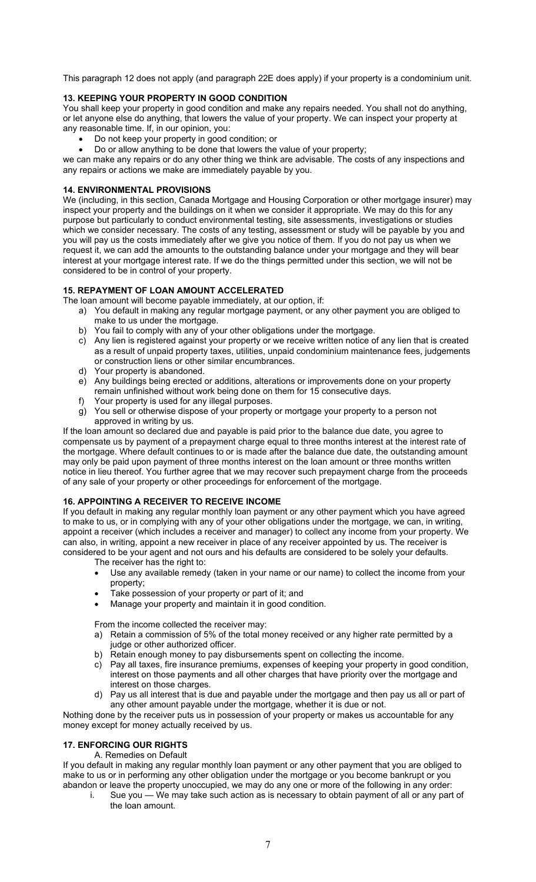This paragraph 12 does not apply (and paragraph 22E does apply) if your property is a condominium unit.

### 13. KEEPING YOUR PROPERTY IN GOOD CONDITION

You shall keep your property in good condition and make any repairs needed. You shall not do anything, or let anyone else do anything, that lowers the value of your property. We can inspect your property at any reasonable time. If, in our opinion, you:

- Do not keep your property in good condition; or
- Do or allow anything to be done that lowers the value of your property;

we can make any repairs or do any other thing we think are advisable. The costs of any inspections and any repairs or actions we make are immediately payable by you.

### 14. ENVIRONMENTAL PROVISIONS

We (including, in this section, Canada Mortgage and Housing Corporation or other mortgage insurer) may inspect your property and the buildings on it when we consider it appropriate. We may do this for any purpose but particularly to conduct environmental testing, site assessments, investigations or studies which we consider necessary. The costs of any testing, assessment or study will be payable by you and you will pay us the costs immediately after we give you notice of them. If you do not pay us when we request it, we can add the amounts to the outstanding balance under your mortgage and they will bear interest at your mortgage interest rate. If we do the things permitted under this section, we will not be considered to be in control of your property.

### 15. REPAYMENT OF LOAN AMOUNT ACCELERATED

The loan amount will become payable immediately, at our option, if:

a) You default in making any regular mortgage payment, or any other payment you are obliged to make to us under the mortgage.
b) You fail to comply with any of your other obligations under the mortgage.
c) Any lien is registered against your property or we receive written notice of any lien that is created as a result of unpaid property taxes, utilities, unpaid condominium maintenance fees, judgements or construction liens or other similar encumbrances.
d) Your property is abandoned.
e) Any buildings being erected or additions, alterations or improvements done on your property remain unfinished without work being done on them for 15 consecutive days.
f) Your property is used for any illegal purposes.
g) You sell or otherwise dispose of your property or mortgage your property to a person not approved in writing by us.

If the loan amount so declared due and payable is paid prior to the balance due date, you agree to compensate us by payment of a prepayment charge equal to three months interest at the interest rate of the mortgage. Where default continues to or is made after the balance due date, the outstanding amount may only be paid upon payment of three months interest on the loan amount or three months written notice in lieu thereof. You further agree that we may recover such prepayment charge from the proceeds of any sale of your property or other proceedings for enforcement of the mortgage.

### 16. APPOINTING A RECEIVER TO RECEIVE INCOME

If you default in making any regular monthly loan payment or any other payment which you have agreed to make to us, or in complying with any of your other obligations under the mortgage, we can, in writing, appoint a receiver (which includes a receiver and manager) to collect any income from your property. We can also, in writing, appoint a new receiver in place of any receiver appointed by us. The receiver is considered to be your agent and not ours and his defaults are considered to be solely your defaults.

The receiver has the right to:

- Use any available remedy (taken in your name or our name) to collect the income from your property;
- Take possession of your property or part of it; and
- Manage your property and maintain it in good condition.

From the income collected the receiver may:

a) Retain a commission of 5% of the total money received or any higher rate permitted by a judge or other authorized officer.
b) Retain enough money to pay disbursements spent on collecting the income.
c) Pay all taxes, fire insurance premiums, expenses of keeping your property in good condition, interest on those payments and all other charges that have priority over the mortgage and interest on those charges.
d) Pay us all interest that is due and payable under the mortgage and then pay us all or part of any other amount payable under the mortgage, whether it is due or not.

Nothing done by the receiver puts us in possession of your property or makes us accountable for any money except for money actually received by us.

### 17. ENFORCING OUR RIGHTS

A. Remedies on Default

If you default in making any regular monthly loan payment or any other payment that you are obliged to make to us or in performing any other obligation under the mortgage or you become bankrupt or you abandon or leave the property unoccupied, we may do any one or more of the following in any order:

i. Sue you — We may take such action as is necessary to obtain payment of all or any part of the loan amount.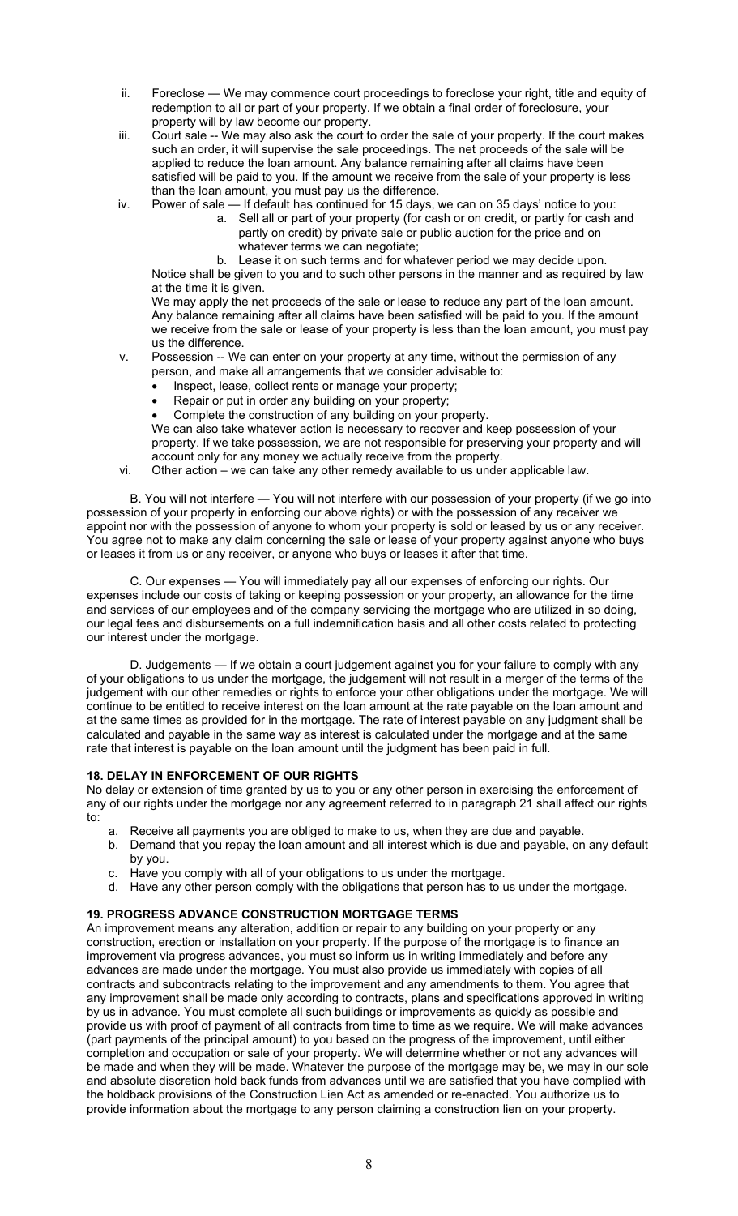ii. Foreclose — We may commence court proceedings to foreclose your right, title and equity of redemption to all or part of your property. If we obtain a final order of foreclosure, your property will by law become our property.

iii. Court sale -- We may also ask the court to order the sale of your property. If the court makes such an order, it will supervise the sale proceedings. The net proceeds of the sale will be applied to reduce the loan amount. Any balance remaining after all claims have been satisfied will be paid to you. If the amount we receive from the sale of your property is less than the loan amount, you must pay us the difference.

iv. Power of sale — If default has continued for 15 days, we can on 35 days' notice to you:

   a. Sell all or part of your property (for cash or on credit, or partly for cash and partly on credit) by private sale or public auction for the price and on whatever terms we can negotiate;
   b. Lease it on such terms and for whatever period we may decide upon.

   Notice shall be given to you and to such other persons in the manner and as required by law at the time it is given.

   We may apply the net proceeds of the sale or lease to reduce any part of the loan amount. Any balance remaining after all claims have been satisfied will be paid to you. If the amount we receive from the sale or lease of your property is less than the loan amount, you must pay us the difference.

v. Possession -- We can enter on your property at any time, without the permission of any person, and make all arrangements that we consider advisable to:

   - Inspect, lease, collect rents or manage your property;
   - Repair or put in order any building on your property;
   - Complete the construction of any building on your property.

   We can also take whatever action is necessary to recover and keep possession of your property. If we take possession, we are not responsible for preserving your property and will account only for any money we actually receive from the property.

vi. Other action – we can take any other remedy available to us under applicable law.

B. You will not interfere — You will not interfere with our possession of your property (if we go into possession of your property in enforcing our above rights) or with the possession of any receiver we appoint nor with the possession of anyone to whom your property is sold or leased by us or any receiver. You agree not to make any claim concerning the sale or lease of your property against anyone who buys or leases it from us or any receiver, or anyone who buys or leases it after that time.

C. Our expenses — You will immediately pay all our expenses of enforcing our rights. Our expenses include our costs of taking or keeping possession or your property, an allowance for the time and services of our employees and of the company servicing the mortgage who are utilized in so doing, our legal fees and disbursements on a full indemnification basis and all other costs related to protecting our interest under the mortgage.

D. Judgements — If we obtain a court judgement against you for your failure to comply with any of your obligations to us under the mortgage, the judgement will not result in a merger of the terms of the judgement with our other remedies or rights to enforce your other obligations under the mortgage. We will continue to be entitled to receive interest on the loan amount at the rate payable on the loan amount and at the same times as provided for in the mortgage. The rate of interest payable on any judgment shall be calculated and payable in the same way as interest is calculated under the mortgage and at the same rate that interest is payable on the loan amount until the judgment has been paid in full.

### 18. DELAY IN ENFORCEMENT OF OUR RIGHTS

No delay or extension of time granted by us to you or any other person in exercising the enforcement of any of our rights under the mortgage nor any agreement referred to in paragraph 21 shall affect our rights to:

a. Receive all payments you are obliged to make to us, when they are due and payable.
b. Demand that you repay the loan amount and all interest which is due and payable, on any default by you.
c. Have you comply with all of your obligations to us under the mortgage.
d. Have any other person comply with the obligations that person has to us under the mortgage.

### 19. PROGRESS ADVANCE CONSTRUCTION MORTGAGE TERMS

An improvement means any alteration, addition or repair to any building on your property or any construction, erection or installation on your property. If the purpose of the mortgage is to finance an improvement via progress advances, you must so inform us in writing immediately and before any advances are made under the mortgage. You must also provide us immediately with copies of all contracts and subcontracts relating to the improvement and any amendments to them. You agree that any improvement shall be made only according to contracts, plans and specifications approved in writing by us in advance. You must complete all such buildings or improvements as quickly as possible and provide us with proof of payment of all contracts from time to time as we require. We will make advances (part payments of the principal amount) to you based on the progress of the improvement, until either completion and occupation or sale of your property. We will determine whether or not any advances will be made and when they will be made. Whatever the purpose of the mortgage may be, we may in our sole and absolute discretion hold back funds from advances until we are satisfied that you have complied with the holdback provisions of the Construction Lien Act as amended or re-enacted. You authorize us to provide information about the mortgage to any person claiming a construction lien on your property.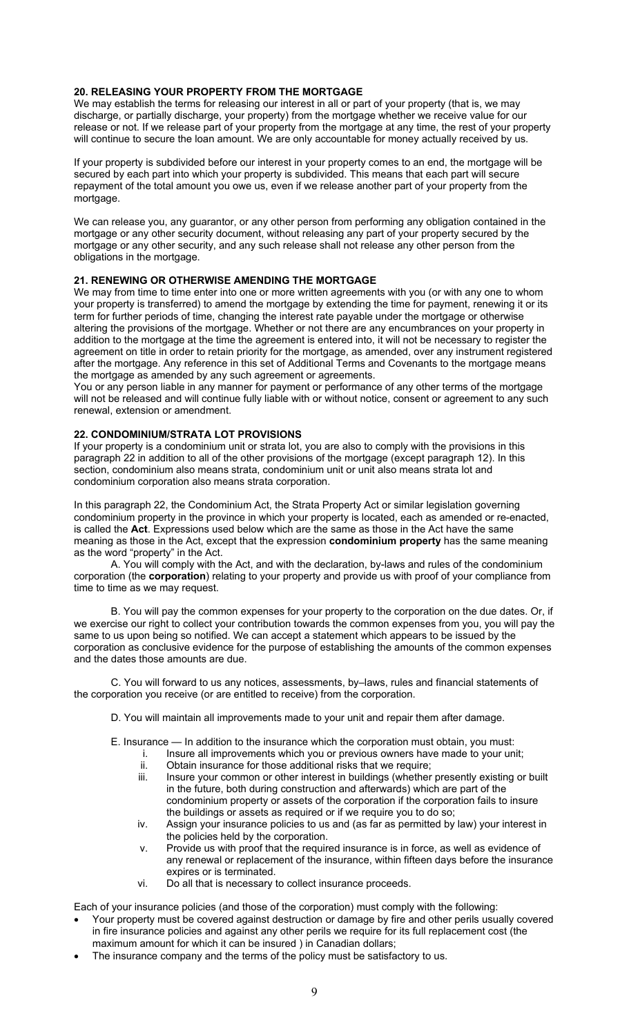### 20. RELEASING YOUR PROPERTY FROM THE MORTGAGE

We may establish the terms for releasing our interest in all or part of your property (that is, we may discharge, or partially discharge, your property) from the mortgage whether we receive value for our release or not. If we release part of your property from the mortgage at any time, the rest of your property will continue to secure the loan amount. We are only accountable for money actually received by us.

If your property is subdivided before our interest in your property comes to an end, the mortgage will be secured by each part into which your property is subdivided. This means that each part will secure repayment of the total amount you owe us, even if we release another part of your property from the mortgage.

We can release you, any guarantor, or any other person from performing any obligation contained in the mortgage or any other security document, without releasing any part of your property secured by the mortgage or any other security, and any such release shall not release any other person from the obligations in the mortgage.

### 21. RENEWING OR OTHERWISE AMENDING THE MORTGAGE

We may from time to time enter into one or more written agreements with you (or with any one to whom your property is transferred) to amend the mortgage by extending the time for payment, renewing it or its term for further periods of time, changing the interest rate payable under the mortgage or otherwise altering the provisions of the mortgage. Whether or not there are any encumbrances on your property in addition to the mortgage at the time the agreement is entered into, it will not be necessary to register the agreement on title in order to retain priority for the mortgage, as amended, over any instrument registered after the mortgage. Any reference in this set of Additional Terms and Covenants to the mortgage means the mortgage as amended by any such agreement or agreements.

You or any person liable in any manner for payment or performance of any other terms of the mortgage will not be released and will continue fully liable with or without notice, consent or agreement to any such renewal, extension or amendment.

### 22. CONDOMINIUM/STRATA LOT PROVISIONS

If your property is a condominium unit or strata lot, you are also to comply with the provisions in this paragraph 22 in addition to all of the other provisions of the mortgage (except paragraph 12). In this section, condominium also means strata, condominium unit or unit also means strata lot and condominium corporation also means strata corporation.

In this paragraph 22, the Condominium Act, the Strata Property Act or similar legislation governing condominium property in the province in which your property is located, each as amended or re-enacted, is called the **Act**. Expressions used below which are the same as those in the Act have the same meaning as those in the Act, except that the expression **condominium property** has the same meaning as the word "property" in the Act.

A. You will comply with the Act, and with the declaration, by-laws and rules of the condominium corporation (the **corporation**) relating to your property and provide us with proof of your compliance from time to time as we may request.

B. You will pay the common expenses for your property to the corporation on the due dates. Or, if we exercise our right to collect your contribution towards the common expenses from you, you will pay the same to us upon being so notified. We can accept a statement which appears to be issued by the corporation as conclusive evidence for the purpose of establishing the amounts of the common expenses and the dates those amounts are due.

C. You will forward to us any notices, assessments, by–laws, rules and financial statements of the corporation you receive (or are entitled to receive) from the corporation.

D. You will maintain all improvements made to your unit and repair them after damage.

E. Insurance — In addition to the insurance which the corporation must obtain, you must:

i. Insure all improvements which you or previous owners have made to your unit;
ii. Obtain insurance for those additional risks that we require;
iii. Insure your common or other interest in buildings (whether presently existing or built in the future, both during construction and afterwards) which are part of the condominium property or assets of the corporation if the corporation fails to insure the buildings or assets as required or if we require you to do so;
iv. Assign your insurance policies to us and (as far as permitted by law) your interest in the policies held by the corporation.
v. Provide us with proof that the required insurance is in force, as well as evidence of any renewal or replacement of the insurance, within fifteen days before the insurance expires or is terminated.
vi. Do all that is necessary to collect insurance proceeds.

Each of your insurance policies (and those of the corporation) must comply with the following:

- Your property must be covered against destruction or damage by fire and other perils usually covered in fire insurance policies and against any other perils we require for its full replacement cost (the maximum amount for which it can be insured ) in Canadian dollars;
- The insurance company and the terms of the policy must be satisfactory to us.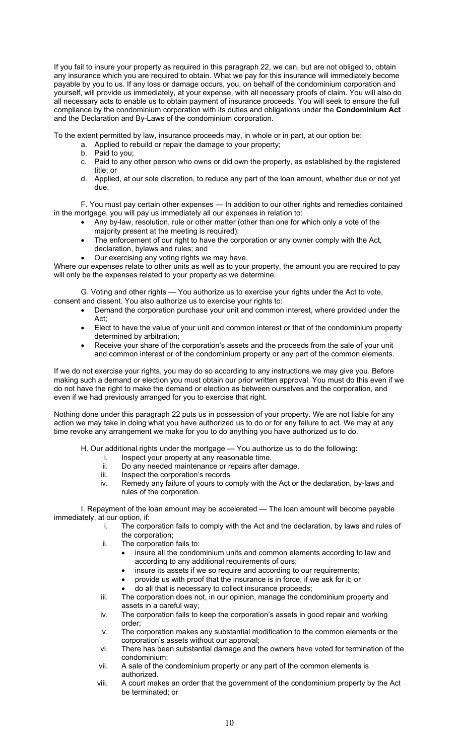If you fail to insure your property as required in this paragraph 22, we can, but are not obliged to, obtain any insurance which you are required to obtain. What we pay for this insurance will immediately become payable by you to us. If any loss or damage occurs, you, on behalf of the condominium corporation and yourself, will provide us immediately, at your expense, with all necessary proofs of claim. You will also do all necessary acts to enable us to obtain payment of insurance proceeds. You will seek to ensure the full compliance by the condominium corporation with its duties and obligations under the **Condominium Act** and the Declaration and By-Laws of the condominium corporation.

To the extent permitted by law, insurance proceeds may, in whole or in part, at our option be:

a. Applied to rebuild or repair the damage to your property;
b. Paid to you;
c. Paid to any other person who owns or did own the property, as established by the registered title; or
d. Applied, at our sole discretion, to reduce any part of the loan amount, whether due or not yet due.

F. You must pay certain other expenses — In addition to our other rights and remedies contained in the mortgage, you will pay us immediately all our expenses in relation to:

- Any by-law, resolution, rule or other matter (other than one for which only a vote of the majority present at the meeting is required);
- The enforcement of our right to have the corporation or any owner comply with the Act, declaration, bylaws and rules; and
- Our exercising any voting rights we may have.

Where our expenses relate to other units as well as to your property, the amount you are required to pay will only be the expenses related to your property as we determine.

G. Voting and other rights — You authorize us to exercise your rights under the Act to vote, consent and dissent. You also authorize us to exercise your rights to:

- Demand the corporation purchase your unit and common interest, where provided under the Act;
- Elect to have the value of your unit and common interest or that of the condominium property determined by arbitration;
- Receive your share of the corporation's assets and the proceeds from the sale of your unit and common interest or of the condominium property or any part of the common elements.

If we do not exercise your rights, you may do so according to any instructions we may give you. Before making such a demand or election you must obtain our prior written approval. You must do this even if we do not have the right to make the demand or election as between ourselves and the corporation, and even if we had previously arranged for you to exercise that right.

Nothing done under this paragraph 22 puts us in possession of your property. We are not liable for any action we may take in doing what you have authorized us to do or for any failure to act. We may at any time revoke any arrangement we make for you to do anything you have authorized us to do.

H. Our additional rights under the mortgage — You authorize us to do the following:

i. Inspect your property at any reasonable time.
ii. Do any needed maintenance or repairs after damage.
iii. Inspect the corporation's records
iv. Remedy any failure of yours to comply with the Act or the declaration, by-laws and rules of the corporation.

I. Repayment of the loan amount may be accelerated — The loan amount will become payable immediately, at our option, if:

i. The corporation fails to comply with the Act and the declaration, by laws and rules of the corporation;
ii. The corporation fails to:
    - insure all the condominium units and common elements according to law and according to any additional requirements of ours;
    - insure its assets if we so require and according to our requirements;
    - provide us with proof that the insurance is in force, if we ask for it; or
    - do all that is necessary to collect insurance proceeds;
iii. The corporation does not, in our opinion, manage the condominium property and assets in a careful way;
iv. The corporation fails to keep the corporation's assets in good repair and working order;
v. The corporation makes any substantial modification to the common elements or the corporation's assets without our approval;
vi. There has been substantial damage and the owners have voted for termination of the condominium;
vii. A sale of the condominium property or any part of the common elements is authorized.
viii. A court makes an order that the government of the condominium property by the Act be terminated; or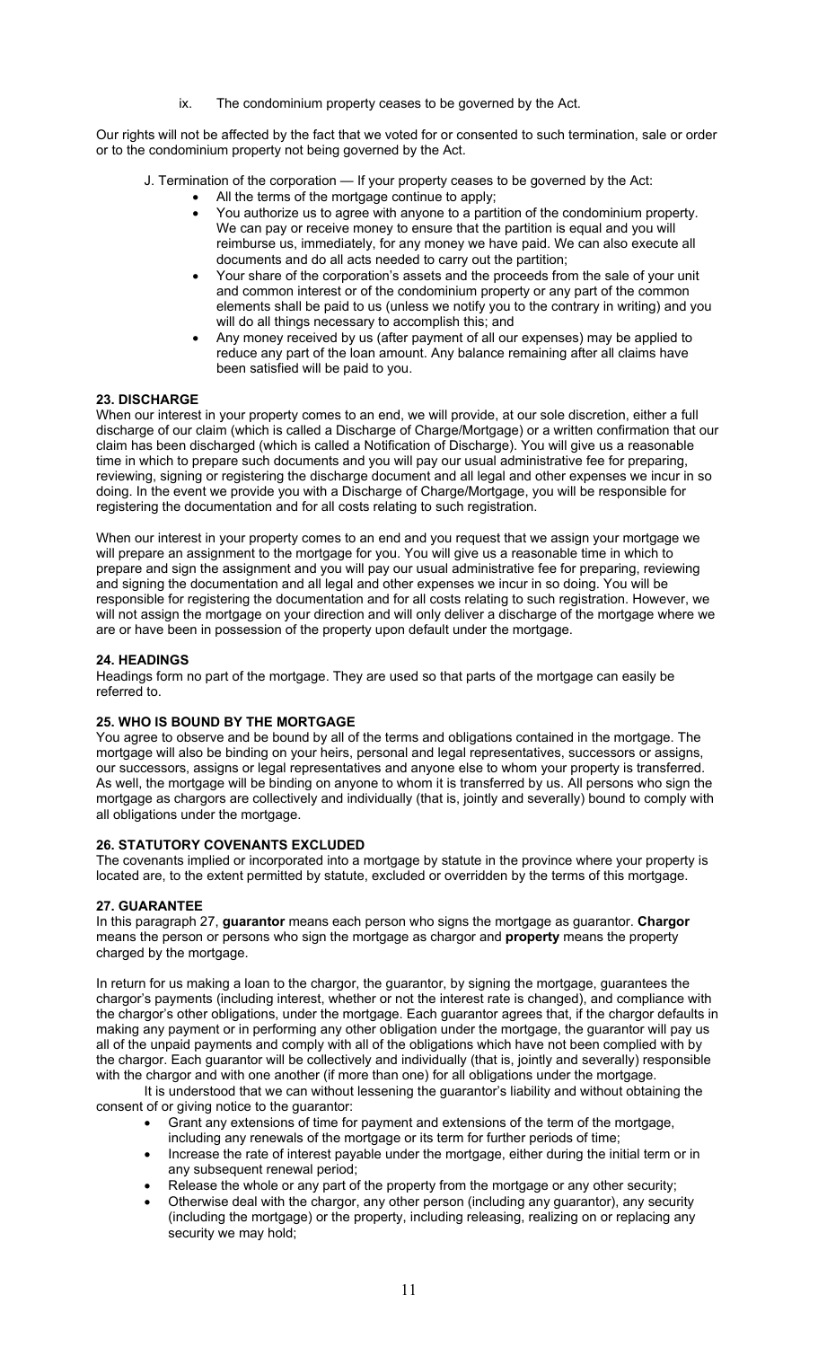ix. The condominium property ceases to be governed by the Act.

Our rights will not be affected by the fact that we voted for or consented to such termination, sale or order or to the condominium property not being governed by the Act.

J. Termination of the corporation — If your property ceases to be governed by the Act:

- All the terms of the mortgage continue to apply;
- You authorize us to agree with anyone to a partition of the condominium property. We can pay or receive money to ensure that the partition is equal and you will reimburse us, immediately, for any money we have paid. We can also execute all documents and do all acts needed to carry out the partition;
- Your share of the corporation's assets and the proceeds from the sale of your unit and common interest or of the condominium property or any part of the common elements shall be paid to us (unless we notify you to the contrary in writing) and you will do all things necessary to accomplish this; and
- Any money received by us (after payment of all our expenses) may be applied to reduce any part of the loan amount. Any balance remaining after all claims have been satisfied will be paid to you.

## 23. DISCHARGE

When our interest in your property comes to an end, we will provide, at our sole discretion, either a full discharge of our claim (which is called a Discharge of Charge/Mortgage) or a written confirmation that our claim has been discharged (which is called a Notification of Discharge). You will give us a reasonable time in which to prepare such documents and you will pay our usual administrative fee for preparing, reviewing, signing or registering the discharge document and all legal and other expenses we incur in so doing. In the event we provide you with a Discharge of Charge/Mortgage, you will be responsible for registering the documentation and for all costs relating to such registration.

When our interest in your property comes to an end and you request that we assign your mortgage we will prepare an assignment to the mortgage for you. You will give us a reasonable time in which to prepare and sign the assignment and you will pay our usual administrative fee for preparing, reviewing and signing the documentation and all legal and other expenses we incur in so doing. You will be responsible for registering the documentation and for all costs relating to such registration. However, we will not assign the mortgage on your direction and will only deliver a discharge of the mortgage where we are or have been in possession of the property upon default under the mortgage.

## 24. HEADINGS

Headings form no part of the mortgage. They are used so that parts of the mortgage can easily be referred to.

## 25. WHO IS BOUND BY THE MORTGAGE

You agree to observe and be bound by all of the terms and obligations contained in the mortgage. The mortgage will also be binding on your heirs, personal and legal representatives, successors or assigns, our successors, assigns or legal representatives and anyone else to whom your property is transferred. As well, the mortgage will be binding on anyone to whom it is transferred by us. All persons who sign the mortgage as chargors are collectively and individually (that is, jointly and severally) bound to comply with all obligations under the mortgage.

## 26. STATUTORY COVENANTS EXCLUDED

The covenants implied or incorporated into a mortgage by statute in the province where your property is located are, to the extent permitted by statute, excluded or overridden by the terms of this mortgage.

## 27. GUARANTEE

In this paragraph 27, **guarantor** means each person who signs the mortgage as guarantor. **Chargor** means the person or persons who sign the mortgage as chargor and **property** means the property charged by the mortgage.

In return for us making a loan to the chargor, the guarantor, by signing the mortgage, guarantees the chargor's payments (including interest, whether or not the interest rate is changed), and compliance with the chargor's other obligations, under the mortgage. Each guarantor agrees that, if the chargor defaults in making any payment or in performing any other obligation under the mortgage, the guarantor will pay us all of the unpaid payments and comply with all of the obligations which have not been complied with by the chargor. Each guarantor will be collectively and individually (that is, jointly and severally) responsible with the chargor and with one another (if more than one) for all obligations under the mortgage.

It is understood that we can without lessening the guarantor's liability and without obtaining the consent of or giving notice to the guarantor:

- Grant any extensions of time for payment and extensions of the term of the mortgage, including any renewals of the mortgage or its term for further periods of time;
- Increase the rate of interest payable under the mortgage, either during the initial term or in any subsequent renewal period;
- Release the whole or any part of the property from the mortgage or any other security;
- Otherwise deal with the chargor, any other person (including any guarantor), any security (including the mortgage) or the property, including releasing, realizing on or replacing any security we may hold;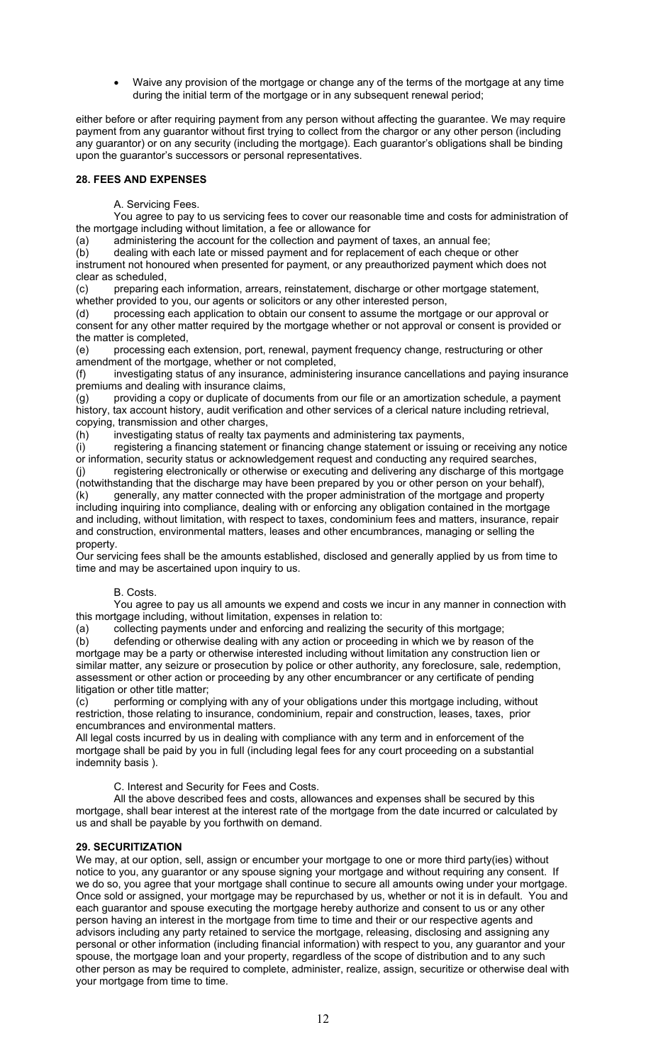- Waive any provision of the mortgage or change any of the terms of the mortgage at any time during the initial term of the mortgage or in any subsequent renewal period;

either before or after requiring payment from any person without affecting the guarantee. We may require payment from any guarantor without first trying to collect from the chargor or any other person (including any guarantor) or on any security (including the mortgage). Each guarantor's obligations shall be binding upon the guarantor's successors or personal representatives.

## 28. FEES AND EXPENSES

A. Servicing Fees.

You agree to pay to us servicing fees to cover our reasonable time and costs for administration of the mortgage including without limitation, a fee or allowance for

(a) administering the account for the collection and payment of taxes, an annual fee;

(b) dealing with each late or missed payment and for replacement of each cheque or other instrument not honoured when presented for payment, or any preauthorized payment which does not clear as scheduled,

(c) preparing each information, arrears, reinstatement, discharge or other mortgage statement, whether provided to you, our agents or solicitors or any other interested person,

(d) processing each application to obtain our consent to assume the mortgage or our approval or consent for any other matter required by the mortgage whether or not approval or consent is provided or the matter is completed,

(e) processing each extension, port, renewal, payment frequency change, restructuring or other amendment of the mortgage, whether or not completed,

(f) investigating status of any insurance, administering insurance cancellations and paying insurance premiums and dealing with insurance claims,

(g) providing a copy or duplicate of documents from our file or an amortization schedule, a payment history, tax account history, audit verification and other services of a clerical nature including retrieval, copying, transmission and other charges,

(h) investigating status of realty tax payments and administering tax payments,

(i) registering a financing statement or financing change statement or issuing or receiving any notice or information, security status or acknowledgement request and conducting any required searches,

(j) registering electronically or otherwise or executing and delivering any discharge of this mortgage (notwithstanding that the discharge may have been prepared by you or other person on your behalf),

(k) generally, any matter connected with the proper administration of the mortgage and property including inquiring into compliance, dealing with or enforcing any obligation contained in the mortgage and including, without limitation, with respect to taxes, condominium fees and matters, insurance, repair and construction, environmental matters, leases and other encumbrances, managing or selling the property.

Our servicing fees shall be the amounts established, disclosed and generally applied by us from time to time and may be ascertained upon inquiry to us.

B. Costs.

You agree to pay us all amounts we expend and costs we incur in any manner in connection with this mortgage including, without limitation, expenses in relation to:

(a) collecting payments under and enforcing and realizing the security of this mortgage;

(b) defending or otherwise dealing with any action or proceeding in which we by reason of the mortgage may be a party or otherwise interested including without limitation any construction lien or similar matter, any seizure or prosecution by police or other authority, any foreclosure, sale, redemption, assessment or other action or proceeding by any other encumbrancer or any certificate of pending litigation or other title matter;

(c) performing or complying with any of your obligations under this mortgage including, without restriction, those relating to insurance, condominium, repair and construction, leases, taxes, prior encumbrances and environmental matters.

All legal costs incurred by us in dealing with compliance with any term and in enforcement of the mortgage shall be paid by you in full (including legal fees for any court proceeding on a substantial indemnity basis ).

C. Interest and Security for Fees and Costs.

All the above described fees and costs, allowances and expenses shall be secured by this mortgage, shall bear interest at the interest rate of the mortgage from the date incurred or calculated by us and shall be payable by you forthwith on demand.

## 29. SECURITIZATION

We may, at our option, sell, assign or encumber your mortgage to one or more third party(ies) without notice to you, any guarantor or any spouse signing your mortgage and without requiring any consent. If we do so, you agree that your mortgage shall continue to secure all amounts owing under your mortgage. Once sold or assigned, your mortgage may be repurchased by us, whether or not it is in default. You and each guarantor and spouse executing the mortgage hereby authorize and consent to us or any other person having an interest in the mortgage from time to time and their or our respective agents and advisors including any party retained to service the mortgage, releasing, disclosing and assigning any personal or other information (including financial information) with respect to you, any guarantor and your spouse, the mortgage loan and your property, regardless of the scope of distribution and to any such other person as may be required to complete, administer, realize, assign, securitize or otherwise deal with your mortgage from time to time.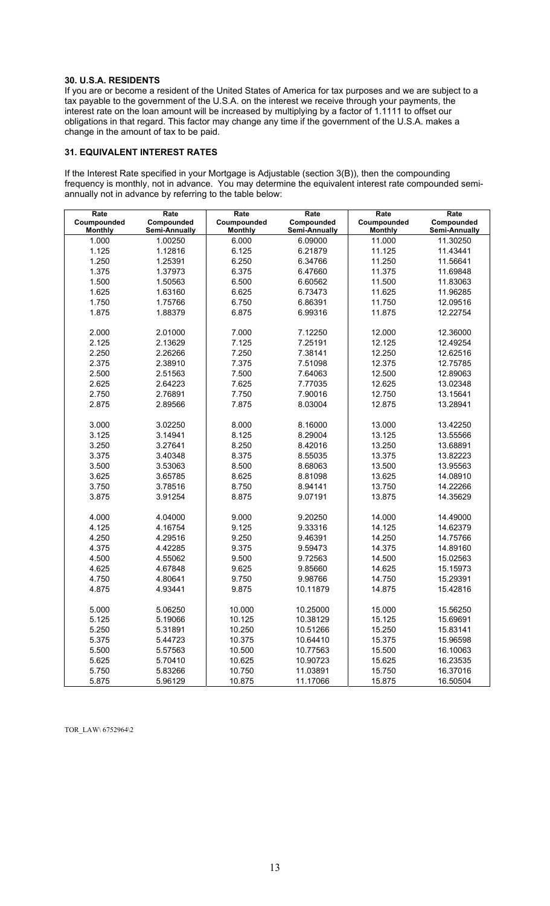**30. U.S.A. RESIDENTS**

If you are or become a resident of the United States of America for tax purposes and we are subject to a tax payable to the government of the U.S.A. on the interest we receive through your payments, the interest rate on the loan amount will be increased by multiplying by a factor of 1.1111 to offset our obligations in that regard. This factor may change any time if the government of the U.S.A. makes a change in the amount of tax to be paid.

**31. EQUIVALENT INTEREST RATES**

If the Interest Rate specified in your Mortgage is Adjustable (section 3(B)), then the compounding frequency is monthly, not in advance. You may determine the equivalent interest rate compounded semi-annually not in advance by referring to the table below:

| Rate Coumpounded Monthly | Rate Compounded Semi-Annually | Rate Coumpounded Monthly | Rate Compounded Semi-Annually | Rate Coumpounded Monthly | Rate Compounded Semi-Annually |
|---|---|---|---|---|---|
| 1.000 | 1.00250 | 6.000 | 6.09000 | 11.000 | 11.30250 |
| 1.125 | 1.12816 | 6.125 | 6.21879 | 11.125 | 11.43441 |
| 1.250 | 1.25391 | 6.250 | 6.34766 | 11.250 | 11.56641 |
| 1.375 | 1.37973 | 6.375 | 6.47660 | 11.375 | 11.69848 |
| 1.500 | 1.50563 | 6.500 | 6.60562 | 11.500 | 11.83063 |
| 1.625 | 1.63160 | 6.625 | 6.73473 | 11.625 | 11.96285 |
| 1.750 | 1.75766 | 6.750 | 6.86391 | 11.750 | 12.09516 |
| 1.875 | 1.88379 | 6.875 | 6.99316 | 11.875 | 12.22754 |
| 2.000 | 2.01000 | 7.000 | 7.12250 | 12.000 | 12.36000 |
| 2.125 | 2.13629 | 7.125 | 7.25191 | 12.125 | 12.49254 |
| 2.250 | 2.26266 | 7.250 | 7.38141 | 12.250 | 12.62516 |
| 2.375 | 2.38910 | 7.375 | 7.51098 | 12.375 | 12.75785 |
| 2.500 | 2.51563 | 7.500 | 7.64063 | 12.500 | 12.89063 |
| 2.625 | 2.64223 | 7.625 | 7.77035 | 12.625 | 13.02348 |
| 2.750 | 2.76891 | 7.750 | 7.90016 | 12.750 | 13.15641 |
| 2.875 | 2.89566 | 7.875 | 8.03004 | 12.875 | 13.28941 |
| 3.000 | 3.02250 | 8.000 | 8.16000 | 13.000 | 13.42250 |
| 3.125 | 3.14941 | 8.125 | 8.29004 | 13.125 | 13.55566 |
| 3.250 | 3.27641 | 8.250 | 8.42016 | 13.250 | 13.68891 |
| 3.375 | 3.40348 | 8.375 | 8.55035 | 13.375 | 13.82223 |
| 3.500 | 3.53063 | 8.500 | 8.68063 | 13.500 | 13.95563 |
| 3.625 | 3.65785 | 8.625 | 8.81098 | 13.625 | 14.08910 |
| 3.750 | 3.78516 | 8.750 | 8.94141 | 13.750 | 14.22266 |
| 3.875 | 3.91254 | 8.875 | 9.07191 | 13.875 | 14.35629 |
| 4.000 | 4.04000 | 9.000 | 9.20250 | 14.000 | 14.49000 |
| 4.125 | 4.16754 | 9.125 | 9.33316 | 14.125 | 14.62379 |
| 4.250 | 4.29516 | 9.250 | 9.46391 | 14.250 | 14.75766 |
| 4.375 | 4.42285 | 9.375 | 9.59473 | 14.375 | 14.89160 |
| 4.500 | 4.55062 | 9.500 | 9.72563 | 14.500 | 15.02563 |
| 4.625 | 4.67848 | 9.625 | 9.85660 | 14.625 | 15.15973 |
| 4.750 | 4.80641 | 9.750 | 9.98766 | 14.750 | 15.29391 |
| 4.875 | 4.93441 | 9.875 | 10.11879 | 14.875 | 15.42816 |
| 5.000 | 5.06250 | 10.000 | 10.25000 | 15.000 | 15.56250 |
| 5.125 | 5.19066 | 10.125 | 10.38129 | 15.125 | 15.69691 |
| 5.250 | 5.31891 | 10.250 | 10.51266 | 15.250 | 15.83141 |
| 5.375 | 5.44723 | 10.375 | 10.64410 | 15.375 | 15.96598 |
| 5.500 | 5.57563 | 10.500 | 10.77563 | 15.500 | 16.10063 |
| 5.625 | 5.70410 | 10.625 | 10.90723 | 15.625 | 16.23535 |
| 5.750 | 5.83266 | 10.750 | 11.03891 | 15.750 | 16.37016 |
| 5.875 | 5.96129 | 10.875 | 11.17066 | 15.875 | 16.50504 |

TOR_LAW\ 6752964\2